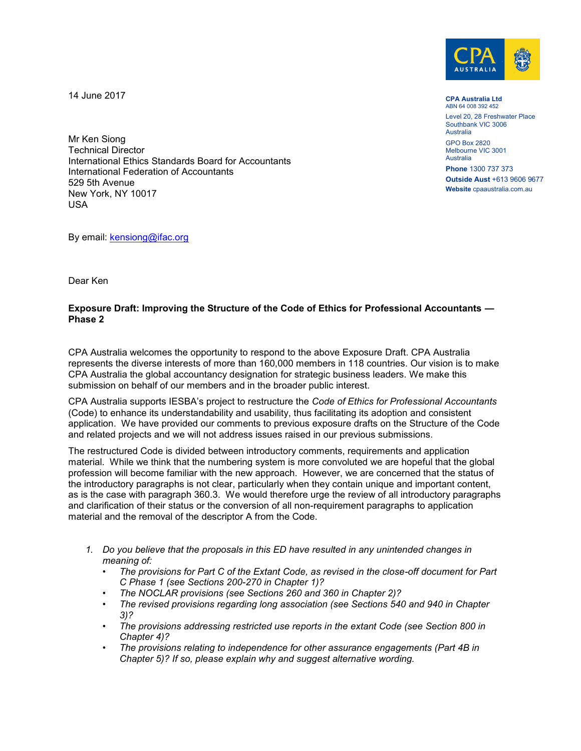CPA Australia Ltd
ABN 64 008 392 452

Level 20, 28 Freshwater Place
Southbank VIC 3006
Australia

GPO Box 2820
Melbourne VIC 3001
Australia

**Phone** 1300 737 373
**Outside Aust** +613 9606 9677
**Website** cpaaustralia.com.au

14 June 2017

Mr Ken Siong
Technical Director
International Ethics Standards Board for Accountants
International Federation of Accountants
529 5th Avenue
New York, NY 10017
USA

By email: kensiong@ifac.org

Dear Ken

**Exposure Draft: Improving the Structure of the Code of Ethics for Professional Accountants — Phase 2**

CPA Australia welcomes the opportunity to respond to the above Exposure Draft. CPA Australia represents the diverse interests of more than 160,000 members in 118 countries. Our vision is to make CPA Australia the global accountancy designation for strategic business leaders. We make this submission on behalf of our members and in the broader public interest.

CPA Australia supports IESBA's project to restructure the *Code of Ethics for Professional Accountants* (Code) to enhance its understandability and usability, thus facilitating its adoption and consistent application. We have provided our comments to previous exposure drafts on the Structure of the Code and related projects and we will not address issues raised in our previous submissions.

The restructured Code is divided between introductory comments, requirements and application material. While we think that the numbering system is more convoluted we are hopeful that the global profession will become familiar with the new approach. However, we are concerned that the status of the introductory paragraphs is not clear, particularly when they contain unique and important content, as is the case with paragraph 360.3. We would therefore urge the review of all introductory paragraphs and clarification of their status or the conversion of all non-requirement paragraphs to application material and the removal of the descriptor A from the Code.

1. *Do you believe that the proposals in this ED have resulted in any unintended changes in meaning of:*
   - *The provisions for Part C of the Extant Code, as revised in the close-off document for Part C Phase 1 (see Sections 200-270 in Chapter 1)?*
   - *The NOCLAR provisions (see Sections 260 and 360 in Chapter 2)?*
   - *The revised provisions regarding long association (see Sections 540 and 940 in Chapter 3)?*
   - *The provisions addressing restricted use reports in the extant Code (see Section 800 in Chapter 4)?*
   - *The provisions relating to independence for other assurance engagements (Part 4B in Chapter 5)? If so, please explain why and suggest alternative wording.*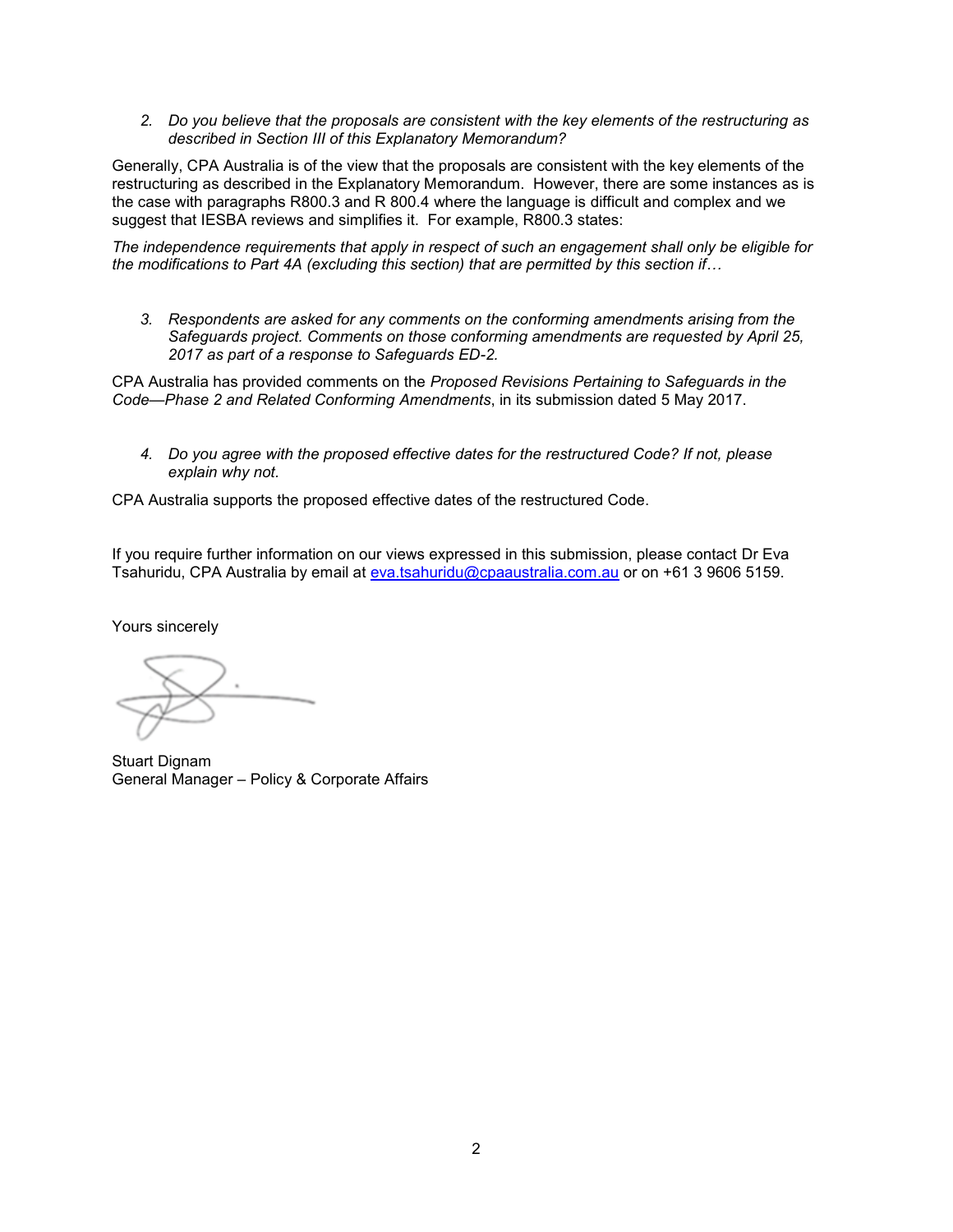2. *Do you believe that the proposals are consistent with the key elements of the restructuring as described in Section III of this Explanatory Memorandum?*

Generally, CPA Australia is of the view that the proposals are consistent with the key elements of the restructuring as described in the Explanatory Memorandum. However, there are some instances as is the case with paragraphs R800.3 and R 800.4 where the language is difficult and complex and we suggest that IESBA reviews and simplifies it. For example, R800.3 states:

*The independence requirements that apply in respect of such an engagement shall only be eligible for the modifications to Part 4A (excluding this section) that are permitted by this section if…*

3. *Respondents are asked for any comments on the conforming amendments arising from the Safeguards project. Comments on those conforming amendments are requested by April 25, 2017 as part of a response to Safeguards ED-2.*

CPA Australia has provided comments on the *Proposed Revisions Pertaining to Safeguards in the Code—Phase 2 and Related Conforming Amendments*, in its submission dated 5 May 2017.

4. *Do you agree with the proposed effective dates for the restructured Code? If not, please explain why not.*

CPA Australia supports the proposed effective dates of the restructured Code.

If you require further information on our views expressed in this submission, please contact Dr Eva Tsahuridu, CPA Australia by email at eva.tsahuridu@cpaaustralia.com.au or on +61 3 9606 5159.

Yours sincerely

Stuart Dignam
General Manager – Policy & Corporate Affairs